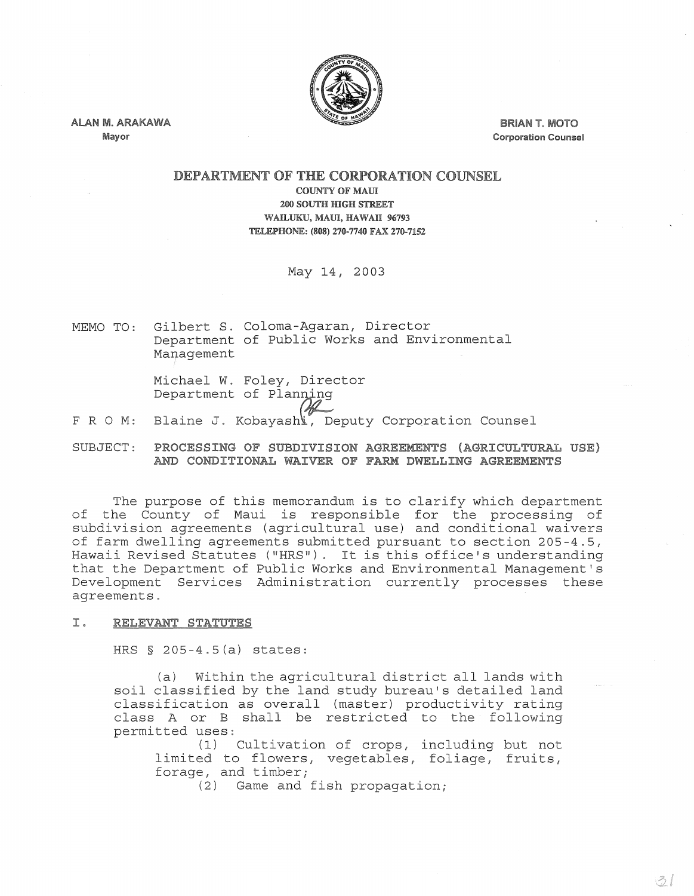ALAN M. ARAKAWA
Mayor

BRIAN T. MOTO
Corporation Counsel

# DEPARTMENT OF THE CORPORATION COUNSEL

COUNTY OF MAUI
200 SOUTH HIGH STREET
WAILUKU, MAUI, HAWAII 96793
TELEPHONE: (808) 270-7740 FAX 270-7152

May 14, 2003

MEMO TO: Gilbert S. Coloma-Agaran, Director
Department of Public Works and Environmental Management

Michael W. Foley, Director
Department of Planning

F R O M: Blaine J. Kobayashi, Deputy Corporation Counsel

SUBJECT: **PROCESSING OF SUBDIVISION AGREEMENTS (AGRICULTURAL USE) AND CONDITIONAL WAIVER OF FARM DWELLING AGREEMENTS**

The purpose of this memorandum is to clarify which department of the County of Maui is responsible for the processing of subdivision agreements (agricultural use) and conditional waivers of farm dwelling agreements submitted pursuant to section 205-4.5, Hawaii Revised Statutes ("HRS"). It is this office's understanding that the Department of Public Works and Environmental Management's Development Services Administration currently processes these agreements.

## I. RELEVANT STATUTES

HRS § 205-4.5(a) states:

> (a) Within the agricultural district all lands with soil classified by the land study bureau's detailed land classification as overall (master) productivity rating class A or B shall be restricted to the following permitted uses:
>
> (1) Cultivation of crops, including but not limited to flowers, vegetables, foliage, fruits, forage, and timber;
>
> (2) Game and fish propagation;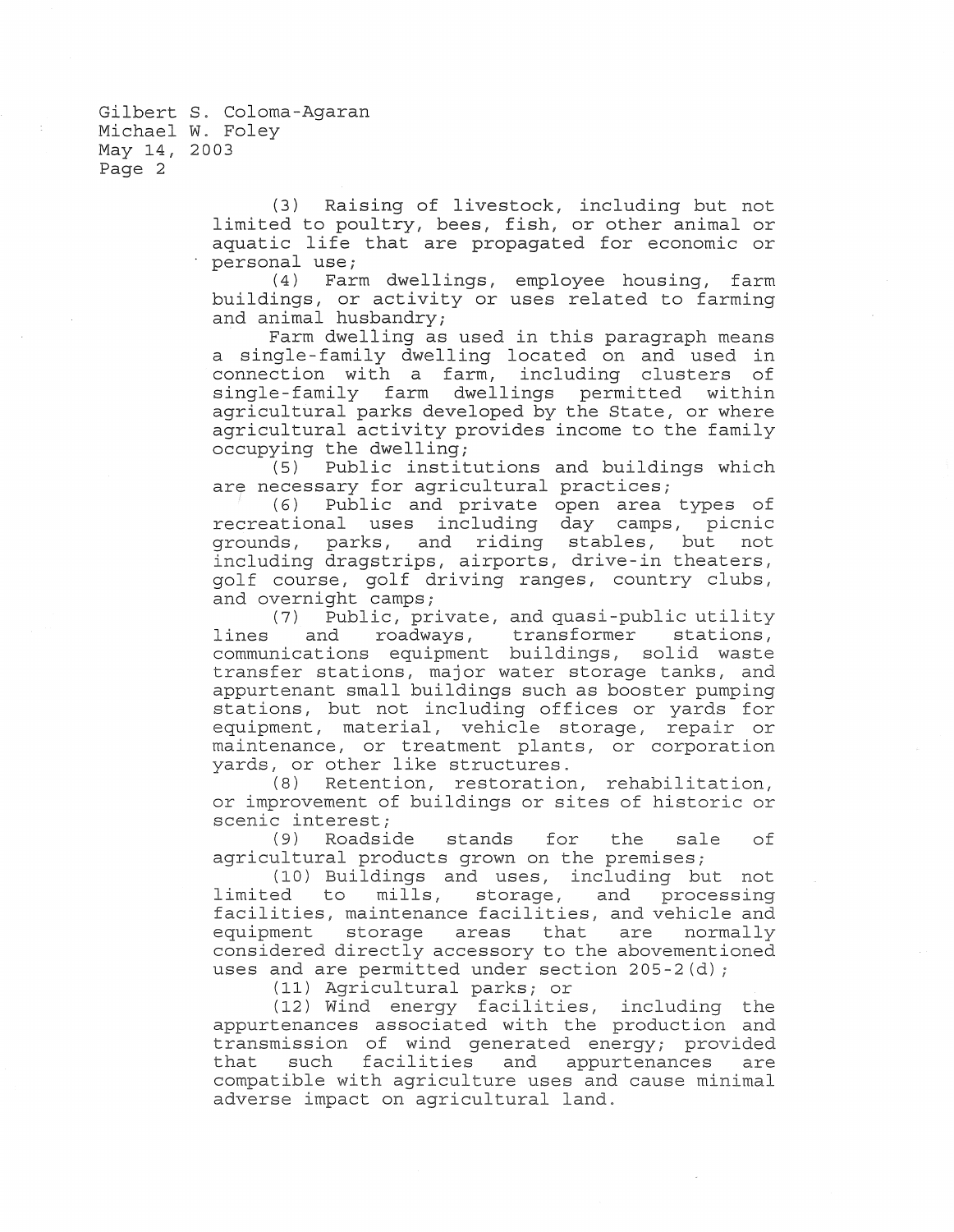(3) Raising of livestock, including but not limited to poultry, bees, fish, or other animal or aquatic life that are propagated for economic or personal use;

(4) Farm dwellings, employee housing, farm buildings, or activity or uses related to farming and animal husbandry;

Farm dwelling as used in this paragraph means a single-family dwelling located on and used in connection with a farm, including clusters of single-family farm dwellings permitted within agricultural parks developed by the State, or where agricultural activity provides income to the family occupying the dwelling;

(5) Public institutions and buildings which are necessary for agricultural practices;

(6) Public and private open area types of recreational uses including day camps, picnic grounds, parks, and riding stables, but not including dragstrips, airports, drive-in theaters, golf course, golf driving ranges, country clubs, and overnight camps;

(7) Public, private, and quasi-public utility lines and roadways, transformer stations, communications equipment buildings, solid waste transfer stations, major water storage tanks, and appurtenant small buildings such as booster pumping stations, but not including offices or yards for equipment, material, vehicle storage, repair or maintenance, or treatment plants, or corporation yards, or other like structures.

(8) Retention, restoration, rehabilitation, or improvement of buildings or sites of historic or scenic interest;

(9) Roadside stands for the sale of agricultural products grown on the premises;

(10) Buildings and uses, including but not limited to mills, storage, and processing facilities, maintenance facilities, and vehicle and equipment storage areas that are normally considered directly accessory to the abovementioned uses and are permitted under section 205-2(d);

(11) Agricultural parks; or

(12) Wind energy facilities, including the appurtenances associated with the production and transmission of wind generated energy; provided that such facilities and appurtenances are compatible with agriculture uses and cause minimal adverse impact on agricultural land.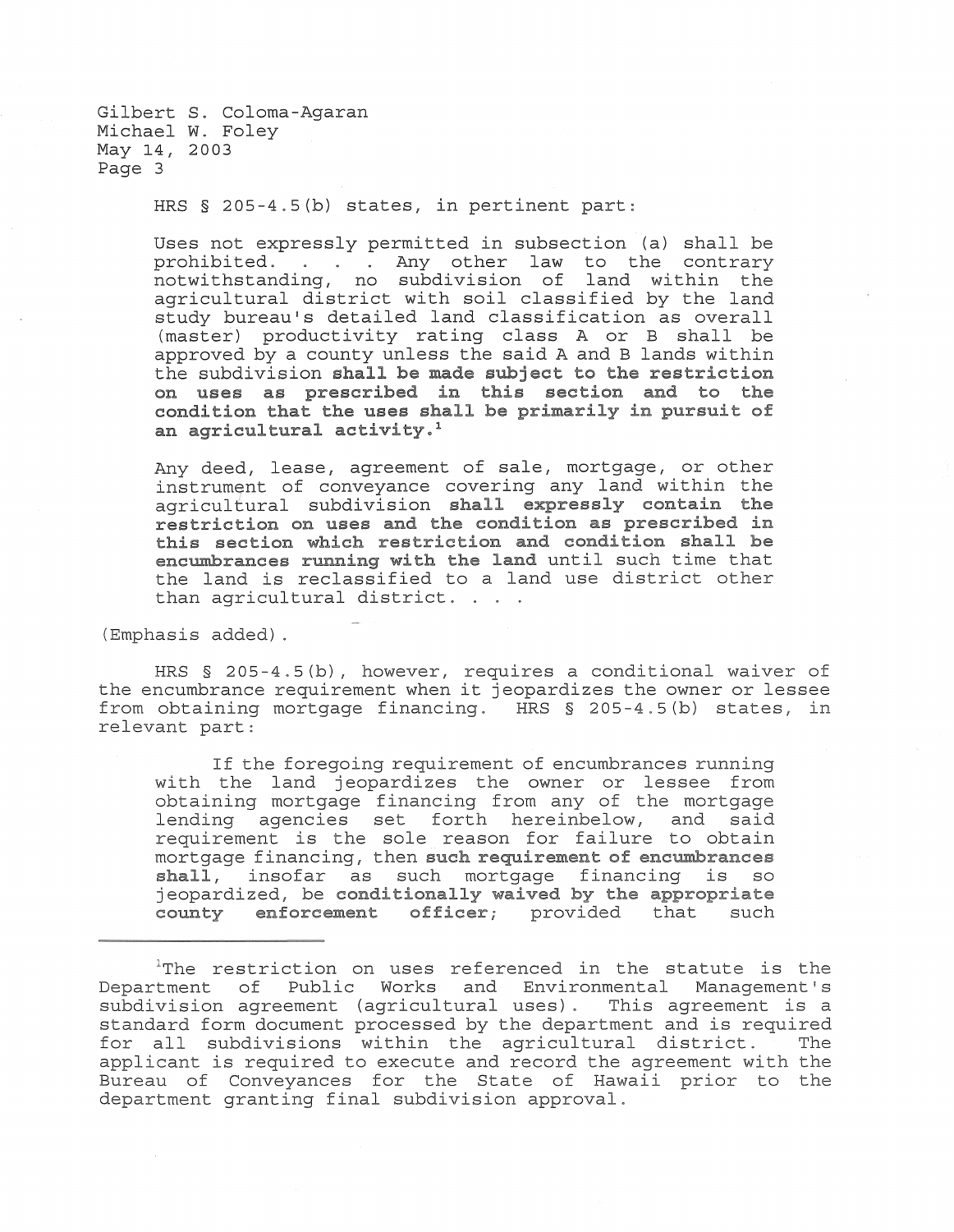HRS § 205-4.5(b) states, in pertinent part:

> Uses not expressly permitted in subsection (a) shall be prohibited. . . . Any other law to the contrary notwithstanding, no subdivision of land within the agricultural district with soil classified by the land study bureau's detailed land classification as overall (master) productivity rating class A or B shall be approved by a county unless the said A and B lands within the subdivision **shall be made subject to the restriction on uses as prescribed in this section and to the condition that the uses shall be primarily in pursuit of an agricultural activity.**[1]
>
> Any deed, lease, agreement of sale, mortgage, or other instrument of conveyance covering any land within the agricultural subdivision **shall expressly contain the restriction on uses and the condition as prescribed in this section which restriction and condition shall be encumbrances running with the land** until such time that the land is reclassified to a land use district other than agricultural district. . . .

(Emphasis added).

HRS § 205-4.5(b), however, requires a conditional waiver of the encumbrance requirement when it jeopardizes the owner or lessee from obtaining mortgage financing. HRS § 205-4.5(b) states, in relevant part:

> If the foregoing requirement of encumbrances running with the land jeopardizes the owner or lessee from obtaining mortgage financing from any of the mortgage lending agencies set forth hereinbelow, and said requirement is the sole reason for failure to obtain mortgage financing, then **such requirement of encumbrances shall**, insofar as such mortgage financing is so jeopardized, be **conditionally waived by the appropriate county enforcement officer**; provided that such

---

[1] The restriction on uses referenced in the statute is the Department of Public Works and Environmental Management's subdivision agreement (agricultural uses). This agreement is a standard form document processed by the department and is required for all subdivisions within the agricultural district. The applicant is required to execute and record the agreement with the Bureau of Conveyances for the State of Hawaii prior to the department granting final subdivision approval.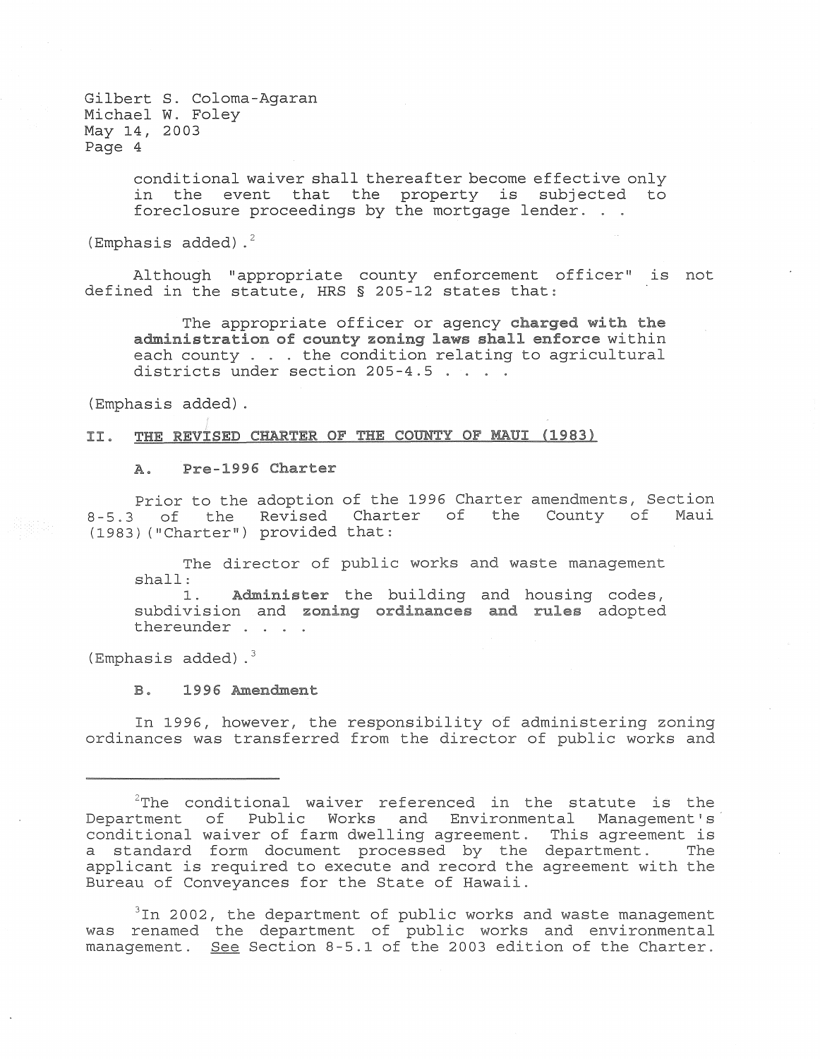> conditional waiver shall thereafter become effective only in the event that the property is subjected to foreclosure proceedings by the mortgage lender. . .

(Emphasis added).[2]

Although "appropriate county enforcement officer" is not defined in the statute, HRS § 205-12 states that:

> The appropriate officer or agency **charged with the administration of county zoning laws shall enforce** within each county . . . the condition relating to agricultural districts under section 205-4.5 . . . .

(Emphasis added).

## II. THE REVISED CHARTER OF THE COUNTY OF MAUI (1983)

### A. Pre-1996 Charter

Prior to the adoption of the 1996 Charter amendments, Section 8-5.3 of the Revised Charter of the County of Maui (1983) ("Charter") provided that:

> The director of public works and waste management shall:
>
> 1. **Administer** the building and housing codes, subdivision and **zoning ordinances and rules** adopted thereunder . . . .

(Emphasis added).[3]

### B. 1996 Amendment

In 1996, however, the responsibility of administering zoning ordinances was transferred from the director of public works and

---

[2] The conditional waiver referenced in the statute is the Department of Public Works and Environmental Management's conditional waiver of farm dwelling agreement. This agreement is a standard form document processed by the department. The applicant is required to execute and record the agreement with the Bureau of Conveyances for the State of Hawaii.

[3] In 2002, the department of public works and waste management was renamed the department of public works and environmental management. *See* Section 8-5.1 of the 2003 edition of the Charter.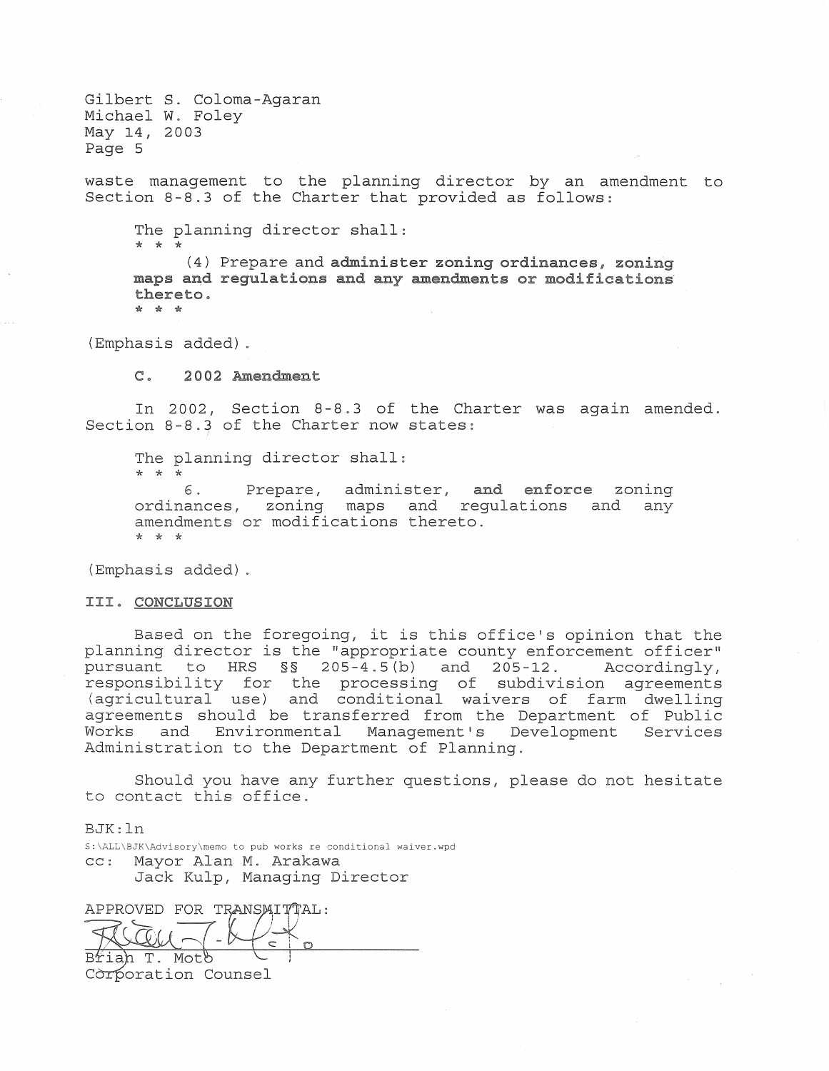waste management to the planning director by an amendment to Section 8-8.3 of the Charter that provided as follows:

> The planning director shall:
>
> * * *
>
> (4) Prepare and **administer zoning ordinances, zoning maps and regulations and any amendments or modifications thereto.**
>
> * * *

(Emphasis added).

### C. 2002 Amendment

In 2002, Section 8-8.3 of the Charter was again amended. Section 8-8.3 of the Charter now states:

> The planning director shall:
>
> * * *
>
> 6. Prepare, administer, **and enforce** zoning ordinances, zoning maps and regulations and any amendments or modifications thereto.
>
> * * *

(Emphasis added).

## III. CONCLUSION

Based on the foregoing, it is this office's opinion that the planning director is the "appropriate county enforcement officer" pursuant to HRS §§ 205-4.5(b) and 205-12. Accordingly, responsibility for the processing of subdivision agreements (agricultural use) and conditional waivers of farm dwelling agreements should be transferred from the Department of Public Works and Environmental Management's Development Services Administration to the Department of Planning.

Should you have any further questions, please do not hesitate to contact this office.

BJK:ln

S:\ALL\BJK\Advisory\memo to pub works re conditional waiver.wpd

cc: Mayor Alan M. Arakawa
Jack Kulp, Managing Director

APPROVED FOR TRANSMITTAL:

Brian T. Moto
Corporation Counsel